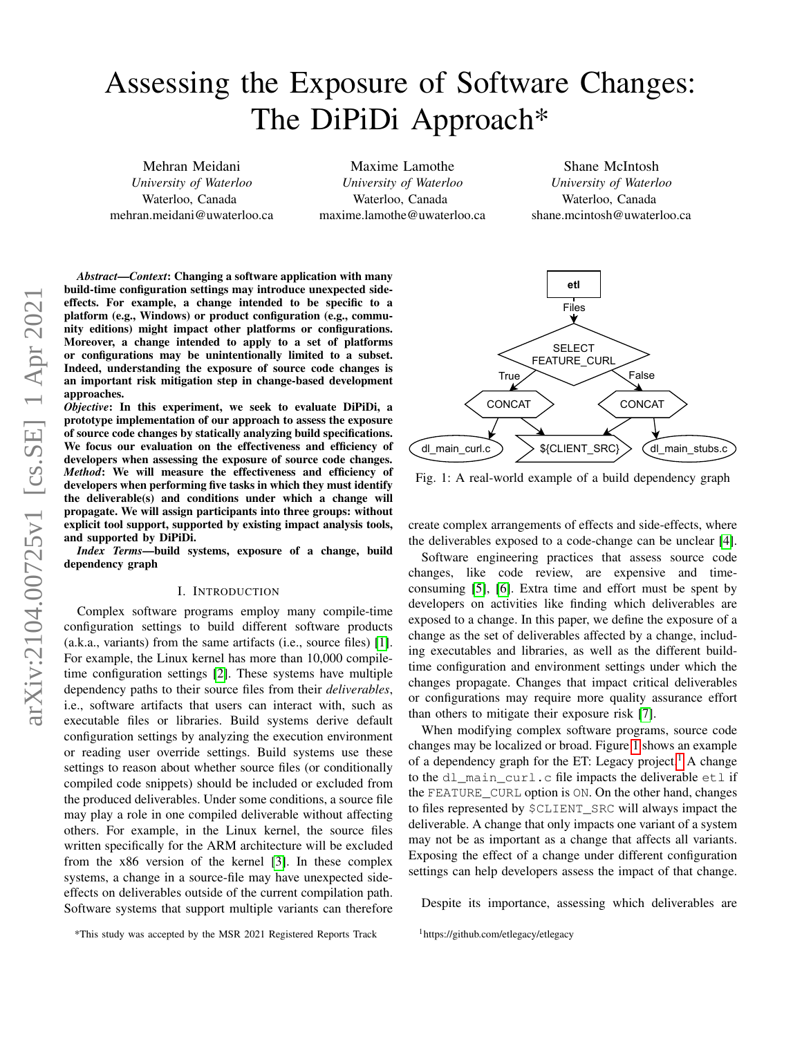# Assessing the Exposure of Software Changes: The DiPiDi Approach*

Mehran Meidani
*University of Waterloo*
Waterloo, Canada
mehran.meidani@uwaterloo.ca

Maxime Lamothe
*University of Waterloo*
Waterloo, Canada
maxime.lamothe@uwaterloo.ca

Shane McIntosh
*University of Waterloo*
Waterloo, Canada
shane.mcintosh@uwaterloo.ca

***Abstract*—*Context*: Changing a software application with many build-time configuration settings may introduce unexpected side-effects. For example, a change intended to be specific to a platform (e.g., Windows) or product configuration (e.g., community editions) might impact other platforms or configurations. Moreover, a change intended to apply to a set of platforms or configurations may be unintentionally limited to a subset. Indeed, understanding the exposure of source code changes is an important risk mitigation step in change-based development approaches.**

***Objective*: In this experiment, we seek to evaluate DiPiDi, a prototype implementation of our approach to assess the exposure of source code changes by statically analyzing build specifications. We focus our evaluation on the effectiveness and efficiency of developers when assessing the exposure of source code changes.**

***Method*: We will measure the effectiveness and efficiency of developers when performing five tasks in which they must identify the deliverable(s) and conditions under which a change will propagate. We will assign participants into three groups: without explicit tool support, supported by existing impact analysis tools, and supported by DiPiDi.**

***Index Terms*—build systems, exposure of a change, build dependency graph**

## I. Introduction

Complex software programs employ many compile-time configuration settings to build different software products (a.k.a., variants) from the same artifacts (i.e., source files) [1]. For example, the Linux kernel has more than 10,000 compile-time configuration settings [2]. These systems have multiple dependency paths to their source files from their *deliverables*, i.e., software artifacts that users can interact with, such as executable files or libraries. Build systems derive default configuration settings by analyzing the execution environment or reading user override settings. Build systems use these settings to reason about whether source files (or conditionally compiled code snippets) should be included or excluded from the produced deliverables. Under some conditions, a source file may play a role in one compiled deliverable without affecting others. For example, in the Linux kernel, the source files written specifically for the ARM architecture will be excluded from the x86 version of the kernel [3]. In these complex systems, a change in a source-file may have unexpected side-effects on deliverables outside of the current compilation path. Software systems that support multiple variants can therefore create complex arrangements of effects and side-effects, where the deliverables exposed to a code-change can be unclear [4].

Fig. 1: A real-world example of a build dependency graph

Software engineering practices that assess source code changes, like code review, are expensive and time-consuming [5], [6]. Extra time and effort must be spent by developers on activities like finding which deliverables are exposed to a change. In this paper, we define the exposure of a change as the set of deliverables affected by a change, including executables and libraries, as well as the different build-time configuration and environment settings under which the changes propagate. Changes that impact critical deliverables or configurations may require more quality assurance effort than others to mitigate their exposure risk [7].

When modifying complex software programs, source code changes may be localized or broad. Figure 1 shows an example of a dependency graph for the ET: Legacy project.[1] A change to the `dl_main_curl.c` file impacts the deliverable `etl` if the `FEATURE_CURL` option is `ON`. On the other hand, changes to files represented by `$CLIENT_SRC` will always impact the deliverable. A change that only impacts one variant of a system may not be as important as a change that affects all variants. Exposing the effect of a change under different configuration settings can help developers assess the impact of that change.

Despite its importance, assessing which deliverables are

*This study was accepted by the MSR 2021 Registered Reports Track

[1]https://github.com/etlegacy/etlegacy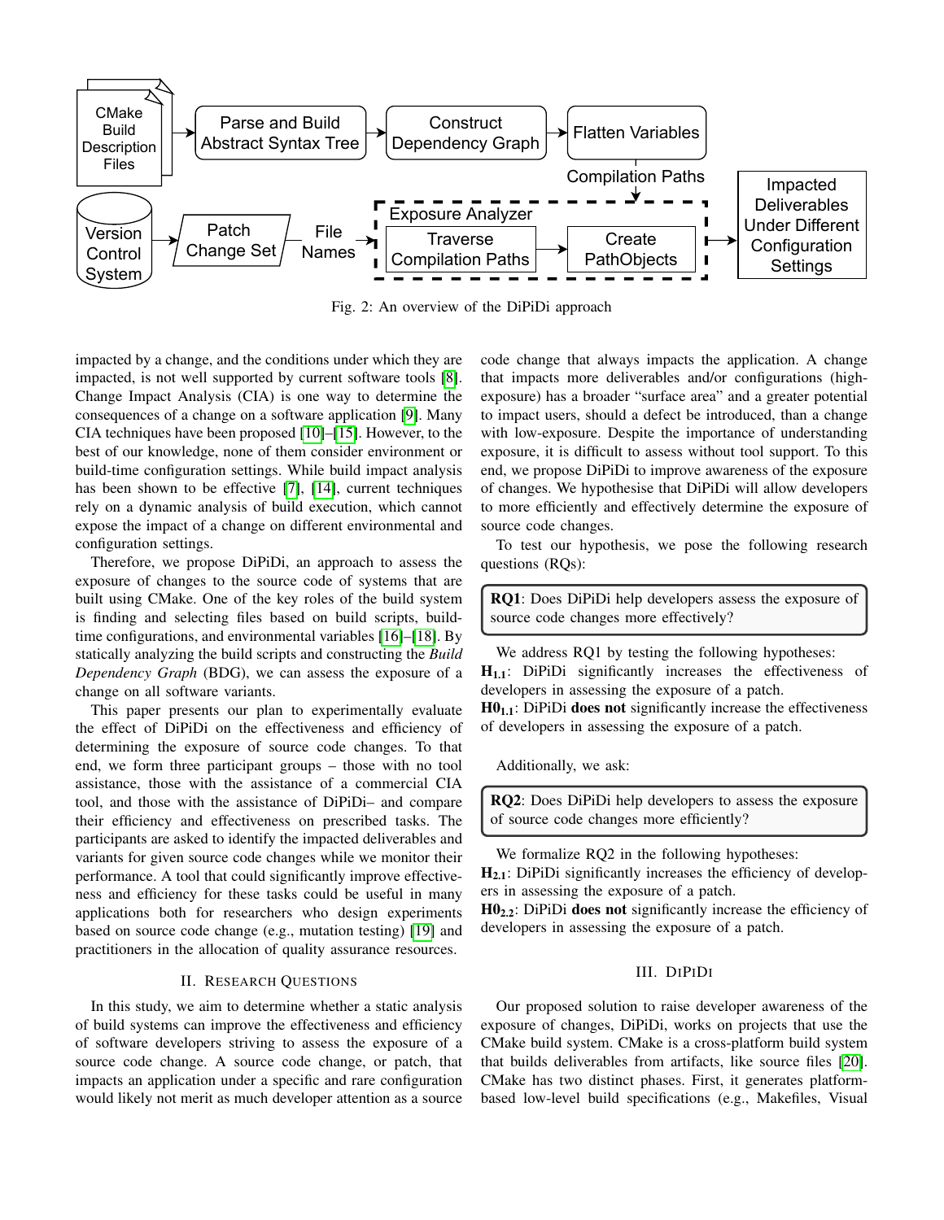Fig. 2: An overview of the DiPiDi approach

impacted by a change, and the conditions under which they are impacted, is not well supported by current software tools [8]. Change Impact Analysis (CIA) is one way to determine the consequences of a change on a software application [9]. Many CIA techniques have been proposed [10]–[15]. However, to the best of our knowledge, none of them consider environment or build-time configuration settings. While build impact analysis has been shown to be effective [7], [14], current techniques rely on a dynamic analysis of build execution, which cannot expose the impact of a change on different environmental and configuration settings.

Therefore, we propose DiPiDi, an approach to assess the exposure of changes to the source code of systems that are built using CMake. One of the key roles of the build system is finding and selecting files based on build scripts, build-time configurations, and environmental variables [16]–[18]. By statically analyzing the build scripts and constructing the *Build Dependency Graph* (BDG), we can assess the exposure of a change on all software variants.

This paper presents our plan to experimentally evaluate the effect of DiPiDi on the effectiveness and efficiency of determining the exposure of source code changes. To that end, we form three participant groups – those with no tool assistance, those with the assistance of a commercial CIA tool, and those with the assistance of DiPiDi– and compare their efficiency and effectiveness on prescribed tasks. The participants are asked to identify the impacted deliverables and variants for given source code changes while we monitor their performance. A tool that could significantly improve effectiveness and efficiency for these tasks could be useful in many applications both for researchers who design experiments based on source code change (e.g., mutation testing) [19] and practitioners in the allocation of quality assurance resources.

## II. Research Questions

In this study, we aim to determine whether a static analysis of build systems can improve the effectiveness and efficiency of software developers striving to assess the exposure of a source code change. A source code change, or patch, that impacts an application under a specific and rare configuration would likely not merit as much developer attention as a source code change that always impacts the application. A change that impacts more deliverables and/or configurations (high-exposure) has a broader "surface area" and a greater potential to impact users, should a defect be introduced, than a change with low-exposure. Despite the importance of understanding exposure, it is difficult to assess without tool support. To this end, we propose DiPiDi to improve awareness of the exposure of changes. We hypothesise that DiPiDi will allow developers to more efficiently and effectively determine the exposure of source code changes.

To test our hypothesis, we pose the following research questions (RQs):

> **RQ1**: Does DiPiDi help developers assess the exposure of source code changes more effectively?

We address RQ1 by testing the following hypotheses:

**$H_{1.1}$**: DiPiDi significantly increases the effectiveness of developers in assessing the exposure of a patch.

**$H0_{1.1}$**: DiPiDi **does not** significantly increase the effectiveness of developers in assessing the exposure of a patch.

Additionally, we ask:

> **RQ2**: Does DiPiDi help developers to assess the exposure of source code changes more efficiently?

We formalize RQ2 in the following hypotheses:

**$H_{2.1}$**: DiPiDi significantly increases the efficiency of developers in assessing the exposure of a patch.

**$H0_{2.2}$**: DiPiDi **does not** significantly increase the efficiency of developers in assessing the exposure of a patch.

## III. DiPiDi

Our proposed solution to raise developer awareness of the exposure of changes, DiPiDi, works on projects that use the CMake build system. CMake is a cross-platform build system that builds deliverables from artifacts, like source files [20]. CMake has two distinct phases. First, it generates platform-based low-level build specifications (e.g., Makefiles, Visual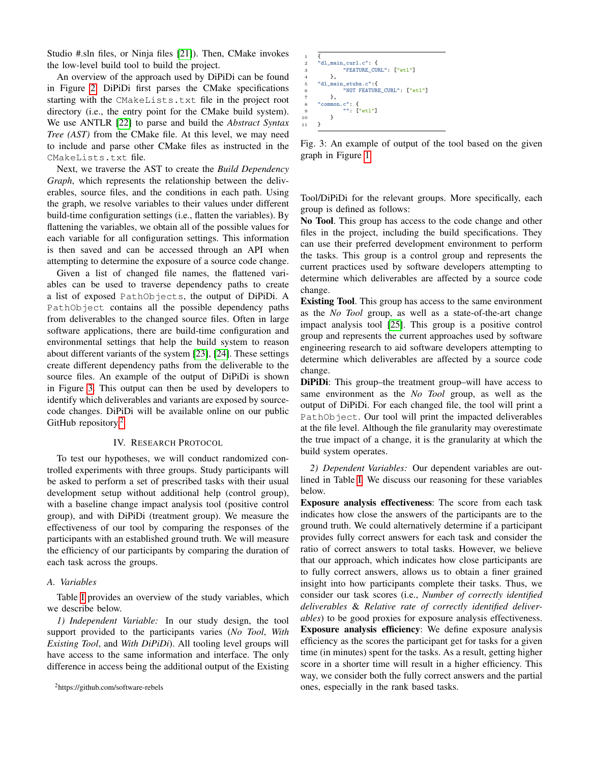Studio #.sln files, or Ninja files [21]). Then, CMake invokes the low-level build tool to build the project.

An overview of the approach used by DiPiDi can be found in Figure 2. DiPiDi first parses the CMake specifications starting with the `CMakeLists.txt` file in the project root directory (i.e., the entry point for the CMake build system). We use ANTLR [22] to parse and build the *Abstract Syntax Tree (AST)* from the CMake file. At this level, we may need to include and parse other CMake files as instructed in the `CMakeLists.txt` file.

Next, we traverse the AST to create the *Build Dependency Graph*, which represents the relationship between the deliverables, source files, and the conditions in each path. Using the graph, we resolve variables to their values under different build-time configuration settings (i.e., flatten the variables). By flattening the variables, we obtain all of the possible values for each variable for all configuration settings. This information is then saved and can be accessed through an API when attempting to determine the exposure of a source code change.

Given a list of changed file names, the flattened variables can be used to traverse dependency paths to create a list of exposed `PathObjects`, the output of DiPiDi. A `PathObject` contains all the possible dependency paths from deliverables to the changed source files. Often in large software applications, there are build-time configuration and environmental settings that help the build system to reason about different variants of the system [23], [24]. These settings create different dependency paths from the deliverable to the source files. An example of the output of DiPiDi is shown in Figure 3. This output can then be used by developers to identify which deliverables and variants are exposed by source-code changes. DiPiDi will be available online on our public GitHub repository.[2]

```
{
"dl_main_curl.c": {
        "FEATURE_CURL": ["etl"]
    },
"dl_main_stubs.c":{
        "NOT FEATURE_CURL": ["etl"]
    },
"common.c": {
        "": ["etl"]
    }
}
```

Fig. 3: An example of output of the tool based on the given graph in Figure 1

## IV. Research Protocol

To test our hypotheses, we will conduct randomized controlled experiments with three groups. Study participants will be asked to perform a set of prescribed tasks with their usual development setup without additional help (control group), with a baseline change impact analysis tool (positive control group), and with DiPiDi (treatment group). We measure the effectiveness of our tool by comparing the responses of the participants with an established ground truth. We will measure the efficiency of our participants by comparing the duration of each task across the groups.

### A. Variables

Table I provides an overview of the study variables, which we describe below.

*1) Independent Variable:* In our study design, the tool support provided to the participants varies (*No Tool*, *With Existing Tool*, and *With DiPiDi*). All tooling level groups will have access to the same information and interface. The only difference in access being the additional output of the Existing Tool/DiPiDi for the relevant groups. More specifically, each group is defined as follows:

**No Tool**. This group has access to the code change and other files in the project, including the build specifications. They can use their preferred development environment to perform the tasks. This group is a control group and represents the current practices used by software developers attempting to determine which deliverables are affected by a source code change.

**Existing Tool**. This group has access to the same environment as the *No Tool* group, as well as a state-of-the-art change impact analysis tool [25]. This group is a positive control group and represents the current approaches used by software engineering research to aid software developers attempting to determine which deliverables are affected by a source code change.

**DiPiDi**: This group–the treatment group–will have access to same environment as the *No Tool* group, as well as the output of DiPiDi. For each changed file, the tool will print a `PathObject`. Our tool will print the impacted deliverables at the file level. Although the file granularity may overestimate the true impact of a change, it is the granularity at which the build system operates.

*2) Dependent Variables:* Our dependent variables are outlined in Table I. We discuss our reasoning for these variables below.

**Exposure analysis effectiveness**: The score from each task indicates how close the answers of the participants are to the ground truth. We could alternatively determine if a participant provides fully correct answers for each task and consider the ratio of correct answers to total tasks. However, we believe that our approach, which indicates how close participants are to fully correct answers, allows us to obtain a finer grained insight into how participants complete their tasks. Thus, we consider our task scores (i.e., *Number of correctly identified deliverables* & *Relative rate of correctly identified deliverables*) to be good proxies for exposure analysis effectiveness.

**Exposure analysis efficiency**: We define exposure analysis efficiency as the scores the participant get for tasks for a given time (in minutes) spent for the tasks. As a result, getting higher score in a shorter time will result in a higher efficiency. This way, we consider both the fully correct answers and the partial ones, especially in the rank based tasks.

[2] https://github.com/software-rebels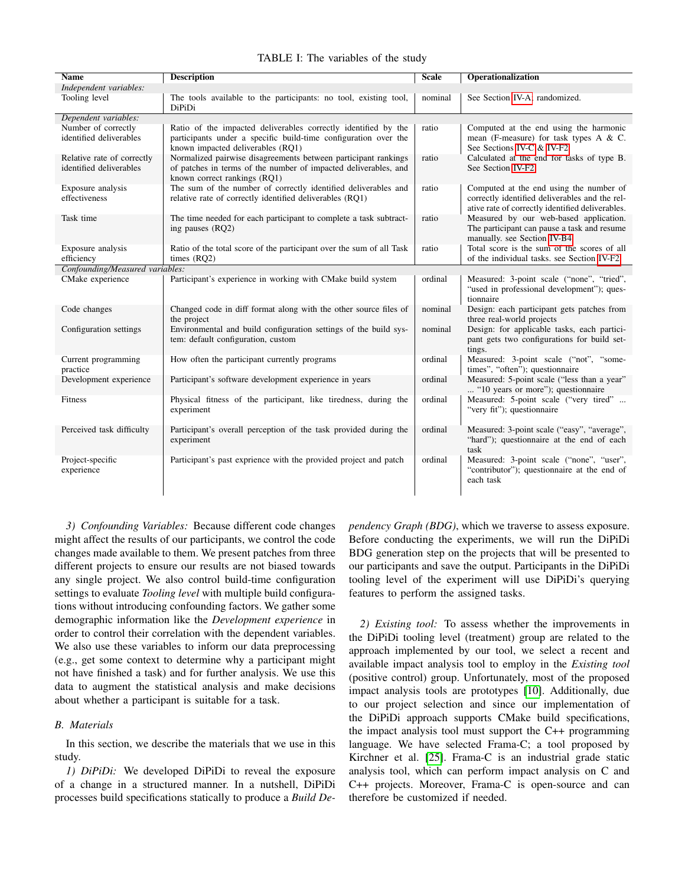TABLE I: The variables of the study

| Name | Description | Scale | Operationalization |
|---|---|---|---|
| *Independent variables:* | | | |
| Tooling level | The tools available to the participants: no tool, existing tool, DiPiDi | nominal | See Section IV-A, randomized. |
| *Dependent variables:* | | | |
| Number of correctly identified deliverables | Ratio of the impacted deliverables correctly identified by the participants under a specific build-time configuration over the known impacted deliverables (RQ1) | ratio | Computed at the end using the harmonic mean (F-measure) for task types A & C. See Sections IV-C & IV-F2. |
| Relative rate of correctly identified deliverables | Normalized pairwise disagreements between participant rankings of patches in terms of the number of impacted deliverables, and known correct rankings (RQ1) | ratio | Calculated at the end for tasks of type B. See Section IV-F2. |
| Exposure analysis effectiveness | The sum of the number of correctly identified deliverables and relative rate of correctly identified deliverables (RQ1) | ratio | Computed at the end using the number of correctly identified deliverables and the relative rate of correctly identified deliverables. |
| Task time | The time needed for each participant to complete a task subtracting pauses (RQ2) | ratio | Measured by our web-based application. The participant can pause a task and resume manually. see Section IV-B4. |
| Exposure analysis efficiency | Ratio of the total score of the participant over the sum of all Task times (RQ2) | ratio | Total score is the sum of the scores of all of the individual tasks. see Section IV-F2. |
| *Confounding/Measured variables:* | | | |
| CMake experience | Participant's experience in working with CMake build system | ordinal | Measured: 3-point scale ("none", "tried", "used in professional development"); questionnaire |
| Code changes | Changed code in diff format along with the other source files of the project | nominal | Design: each participant gets patches from three real-world projects |
| Configuration settings | Environmental and build configuration settings of the build system: default configuration, custom | nominal | Design: for applicable tasks, each participant gets two configurations for build settings. |
| Current programming practice | How often the participant currently programs | ordinal | Measured: 3-point scale ("not", "sometimes", "often"); questionnaire |
| Development experience | Participant's software development experience in years | ordinal | Measured: 5-point scale ("less than a year" ... "10 years or more"); questionnaire |
| Fitness | Physical fitness of the participant, like tiredness, during the experiment | ordinal | Measured: 5-point scale ("very tired" ... "very fit"); questionnaire |
| Perceived task difficulty | Participant's overall perception of the task provided during the experiment | ordinal | Measured: 3-point scale ("easy", "average", "hard"); questionnaire at the end of each task |
| Project-specific experience | Participant's past exprience with the provided project and patch | ordinal | Measured: 3-point scale ("none", "user", "contributor"); questionnaire at the end of each task |

*3) Confounding Variables:* Because different code changes might affect the results of our participants, we control the code changes made available to them. We present patches from three different projects to ensure our results are not biased towards any single project. We also control build-time configuration settings to evaluate *Tooling level* with multiple build configurations without introducing confounding factors. We gather some demographic information like the *Development experience* in order to control their correlation with the dependent variables. We also use these variables to inform our data preprocessing (e.g., get some context to determine why a participant might not have finished a task) and for further analysis. We use this data to augment the statistical analysis and make decisions about whether a participant is suitable for a task.

## B. Materials

In this section, we describe the materials that we use in this study.

*1) DiPiDi:* We developed DiPiDi to reveal the exposure of a change in a structured manner. In a nutshell, DiPiDi processes build specifications statically to produce a *Build Dependency Graph (BDG)*, which we traverse to assess exposure. Before conducting the experiments, we will run the DiPiDi BDG generation step on the projects that will be presented to our participants and save the output. Participants in the DiPiDi tooling level of the experiment will use DiPiDi's querying features to perform the assigned tasks.

*2) Existing tool:* To assess whether the improvements in the DiPiDi tooling level (treatment) group are related to the approach implemented by our tool, we select a recent and available impact analysis tool to employ in the *Existing tool* (positive control) group. Unfortunately, most of the proposed impact analysis tools are prototypes [10]. Additionally, due to our project selection and since our implementation of the DiPiDi approach supports CMake build specifications, the impact analysis tool must support the C++ programming language. We have selected Frama-C; a tool proposed by Kirchner et al. [25]. Frama-C is an industrial grade static analysis tool, which can perform impact analysis on C and C++ projects. Moreover, Frama-C is open-source and can therefore be customized if needed.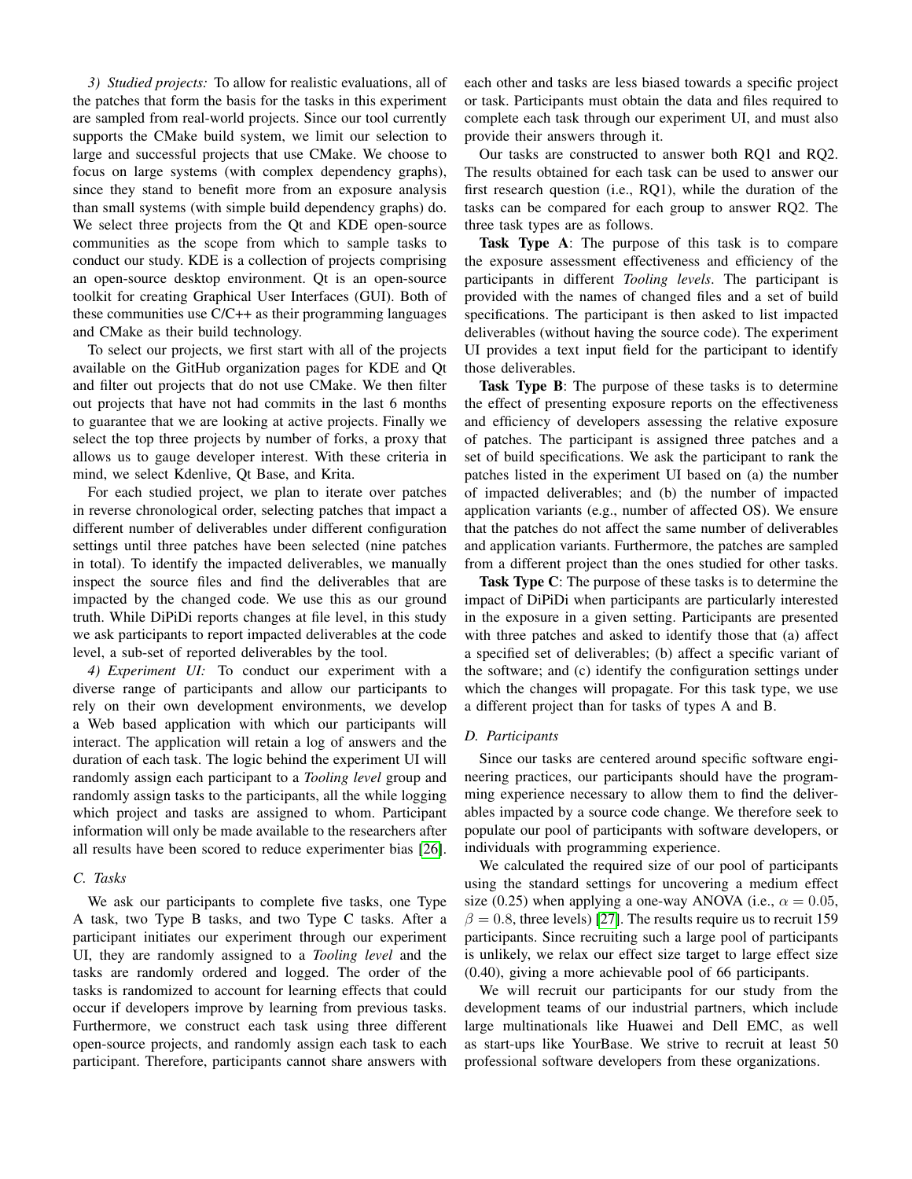*3) Studied projects:* To allow for realistic evaluations, all of the patches that form the basis for the tasks in this experiment are sampled from real-world projects. Since our tool currently supports the CMake build system, we limit our selection to large and successful projects that use CMake. We choose to focus on large systems (with complex dependency graphs), since they stand to benefit more from an exposure analysis than small systems (with simple build dependency graphs) do. We select three projects from the Qt and KDE open-source communities as the scope from which to sample tasks to conduct our study. KDE is a collection of projects comprising an open-source desktop environment. Qt is an open-source toolkit for creating Graphical User Interfaces (GUI). Both of these communities use C/C++ as their programming languages and CMake as their build technology.

To select our projects, we first start with all of the projects available on the GitHub organization pages for KDE and Qt and filter out projects that do not use CMake. We then filter out projects that have not had commits in the last 6 months to guarantee that we are looking at active projects. Finally we select the top three projects by number of forks, a proxy that allows us to gauge developer interest. With these criteria in mind, we select Kdenlive, Qt Base, and Krita.

For each studied project, we plan to iterate over patches in reverse chronological order, selecting patches that impact a different number of deliverables under different configuration settings until three patches have been selected (nine patches in total). To identify the impacted deliverables, we manually inspect the source files and find the deliverables that are impacted by the changed code. We use this as our ground truth. While DiPiDi reports changes at file level, in this study we ask participants to report impacted deliverables at the code level, a sub-set of reported deliverables by the tool.

*4) Experiment UI:* To conduct our experiment with a diverse range of participants and allow our participants to rely on their own development environments, we develop a Web based application with which our participants will interact. The application will retain a log of answers and the duration of each task. The logic behind the experiment UI will randomly assign each participant to a *Tooling level* group and randomly assign tasks to the participants, all the while logging which project and tasks are assigned to whom. Participant information will only be made available to the researchers after all results have been scored to reduce experimenter bias [26].

### C. Tasks

We ask our participants to complete five tasks, one Type A task, two Type B tasks, and two Type C tasks. After a participant initiates our experiment through our experiment UI, they are randomly assigned to a *Tooling level* and the tasks are randomly ordered and logged. The order of the tasks is randomized to account for learning effects that could occur if developers improve by learning from previous tasks. Furthermore, we construct each task using three different open-source projects, and randomly assign each task to each participant. Therefore, participants cannot share answers with each other and tasks are less biased towards a specific project or task. Participants must obtain the data and files required to complete each task through our experiment UI, and must also provide their answers through it.

Our tasks are constructed to answer both RQ1 and RQ2. The results obtained for each task can be used to answer our first research question (i.e., RQ1), while the duration of the tasks can be compared for each group to answer RQ2. The three task types are as follows.

**Task Type A**: The purpose of this task is to compare the exposure assessment effectiveness and efficiency of the participants in different *Tooling levels*. The participant is provided with the names of changed files and a set of build specifications. The participant is then asked to list impacted deliverables (without having the source code). The experiment UI provides a text input field for the participant to identify those deliverables.

**Task Type B**: The purpose of these tasks is to determine the effect of presenting exposure reports on the effectiveness and efficiency of developers assessing the relative exposure of patches. The participant is assigned three patches and a set of build specifications. We ask the participant to rank the patches listed in the experiment UI based on (a) the number of impacted deliverables; and (b) the number of impacted application variants (e.g., number of affected OS). We ensure that the patches do not affect the same number of deliverables and application variants. Furthermore, the patches are sampled from a different project than the ones studied for other tasks.

**Task Type C**: The purpose of these tasks is to determine the impact of DiPiDi when participants are particularly interested in the exposure in a given setting. Participants are presented with three patches and asked to identify those that (a) affect a specified set of deliverables; (b) affect a specific variant of the software; and (c) identify the configuration settings under which the changes will propagate. For this task type, we use a different project than for tasks of types A and B.

### D. Participants

Since our tasks are centered around specific software engineering practices, our participants should have the programming experience necessary to allow them to find the deliverables impacted by a source code change. We therefore seek to populate our pool of participants with software developers, or individuals with programming experience.

We calculated the required size of our pool of participants using the standard settings for uncovering a medium effect size (0.25) when applying a one-way ANOVA (i.e., $\alpha = 0.05$, $\beta = 0.8$, three levels) [27]. The results require us to recruit 159 participants. Since recruiting such a large pool of participants is unlikely, we relax our effect size target to large effect size (0.40), giving a more achievable pool of 66 participants.

We will recruit our participants for our study from the development teams of our industrial partners, which include large multinationals like Huawei and Dell EMC, as well as start-ups like YourBase. We strive to recruit at least 50 professional software developers from these organizations.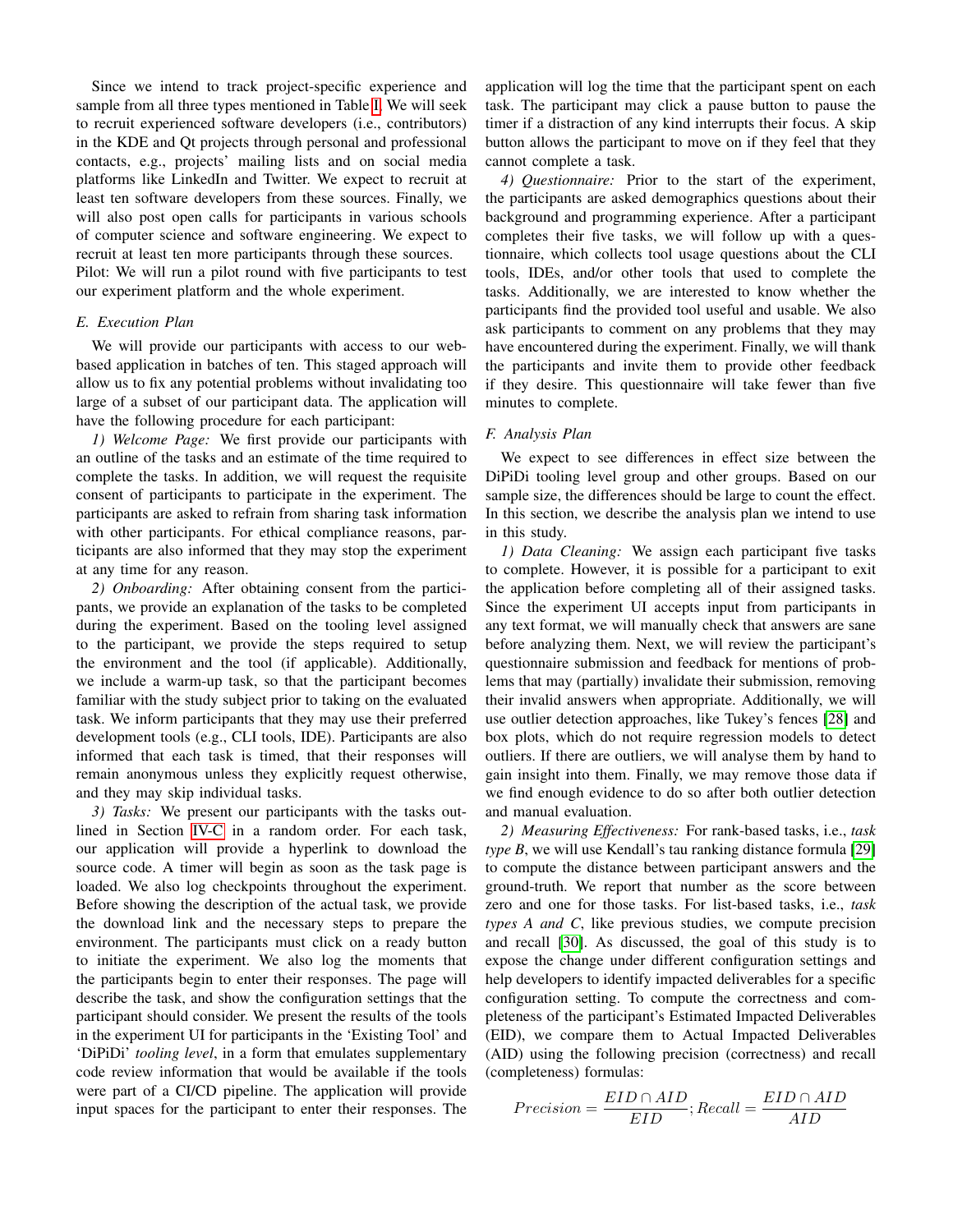Since we intend to track project-specific experience and sample from all three types mentioned in Table I. We will seek to recruit experienced software developers (i.e., contributors) in the KDE and Qt projects through personal and professional contacts, e.g., projects' mailing lists and on social media platforms like LinkedIn and Twitter. We expect to recruit at least ten software developers from these sources. Finally, we will also post open calls for participants in various schools of computer science and software engineering. We expect to recruit at least ten more participants through these sources.
Pilot: We will run a pilot round with five participants to test our experiment platform and the whole experiment.

### E. Execution Plan

We will provide our participants with access to our web-based application in batches of ten. This staged approach will allow us to fix any potential problems without invalidating too large of a subset of our participant data. The application will have the following procedure for each participant:

*1) Welcome Page:* We first provide our participants with an outline of the tasks and an estimate of the time required to complete the tasks. In addition, we will request the requisite consent of participants to participate in the experiment. The participants are asked to refrain from sharing task information with other participants. For ethical compliance reasons, participants are also informed that they may stop the experiment at any time for any reason.

*2) Onboarding:* After obtaining consent from the participants, we provide an explanation of the tasks to be completed during the experiment. Based on the tooling level assigned to the participant, we provide the steps required to setup the environment and the tool (if applicable). Additionally, we include a warm-up task, so that the participant becomes familiar with the study subject prior to taking on the evaluated task. We inform participants that they may use their preferred development tools (e.g., CLI tools, IDE). Participants are also informed that each task is timed, that their responses will remain anonymous unless they explicitly request otherwise, and they may skip individual tasks.

*3) Tasks:* We present our participants with the tasks outlined in Section IV-C in a random order. For each task, our application will provide a hyperlink to download the source code. A timer will begin as soon as the task page is loaded. We also log checkpoints throughout the experiment. Before showing the description of the actual task, we provide the download link and the necessary steps to prepare the environment. The participants must click on a ready button to initiate the experiment. We also log the moments that the participants begin to enter their responses. The page will describe the task, and show the configuration settings that the participant should consider. We present the results of the tools in the experiment UI for participants in the 'Existing Tool' and 'DiPiDi' *tooling level*, in a form that emulates supplementary code review information that would be available if the tools were part of a CI/CD pipeline. The application will provide input spaces for the participant to enter their responses. The application will log the time that the participant spent on each task. The participant may click a pause button to pause the timer if a distraction of any kind interrupts their focus. A skip button allows the participant to move on if they feel that they cannot complete a task.

*4) Questionnaire:* Prior to the start of the experiment, the participants are asked demographics questions about their background and programming experience. After a participant completes their five tasks, we will follow up with a questionnaire, which collects tool usage questions about the CLI tools, IDEs, and/or other tools that used to complete the tasks. Additionally, we are interested to know whether the participants find the provided tool useful and usable. We also ask participants to comment on any problems that they may have encountered during the experiment. Finally, we will thank the participants and invite them to provide other feedback if they desire. This questionnaire will take fewer than five minutes to complete.

### F. Analysis Plan

We expect to see differences in effect size between the DiPiDi tooling level group and other groups. Based on our sample size, the differences should be large to count the effect. In this section, we describe the analysis plan we intend to use in this study.

*1) Data Cleaning:* We assign each participant five tasks to complete. However, it is possible for a participant to exit the application before completing all of their assigned tasks. Since the experiment UI accepts input from participants in any text format, we will manually check that answers are sane before analyzing them. Next, we will review the participant's questionnaire submission and feedback for mentions of problems that may (partially) invalidate their submission, removing their invalid answers when appropriate. Additionally, we will use outlier detection approaches, like Tukey's fences [28] and box plots, which do not require regression models to detect outliers. If there are outliers, we will analyse them by hand to gain insight into them. Finally, we may remove those data if we find enough evidence to do so after both outlier detection and manual evaluation.

*2) Measuring Effectiveness:* For rank-based tasks, i.e., *task type B*, we will use Kendall's tau ranking distance formula [29] to compute the distance between participant answers and the ground-truth. We report that number as the score between zero and one for those tasks. For list-based tasks, i.e., *task types A and C*, like previous studies, we compute precision and recall [30]. As discussed, the goal of this study is to expose the change under different configuration settings and help developers to identify impacted deliverables for a specific configuration setting. To compute the correctness and completeness of the participant's Estimated Impacted Deliverables (EID), we compare them to Actual Impacted Deliverables (AID) using the following precision (correctness) and recall (completeness) formulas:

$$Precision = \frac{EID \cap AID}{EID}; Recall = \frac{EID \cap AID}{AID}$$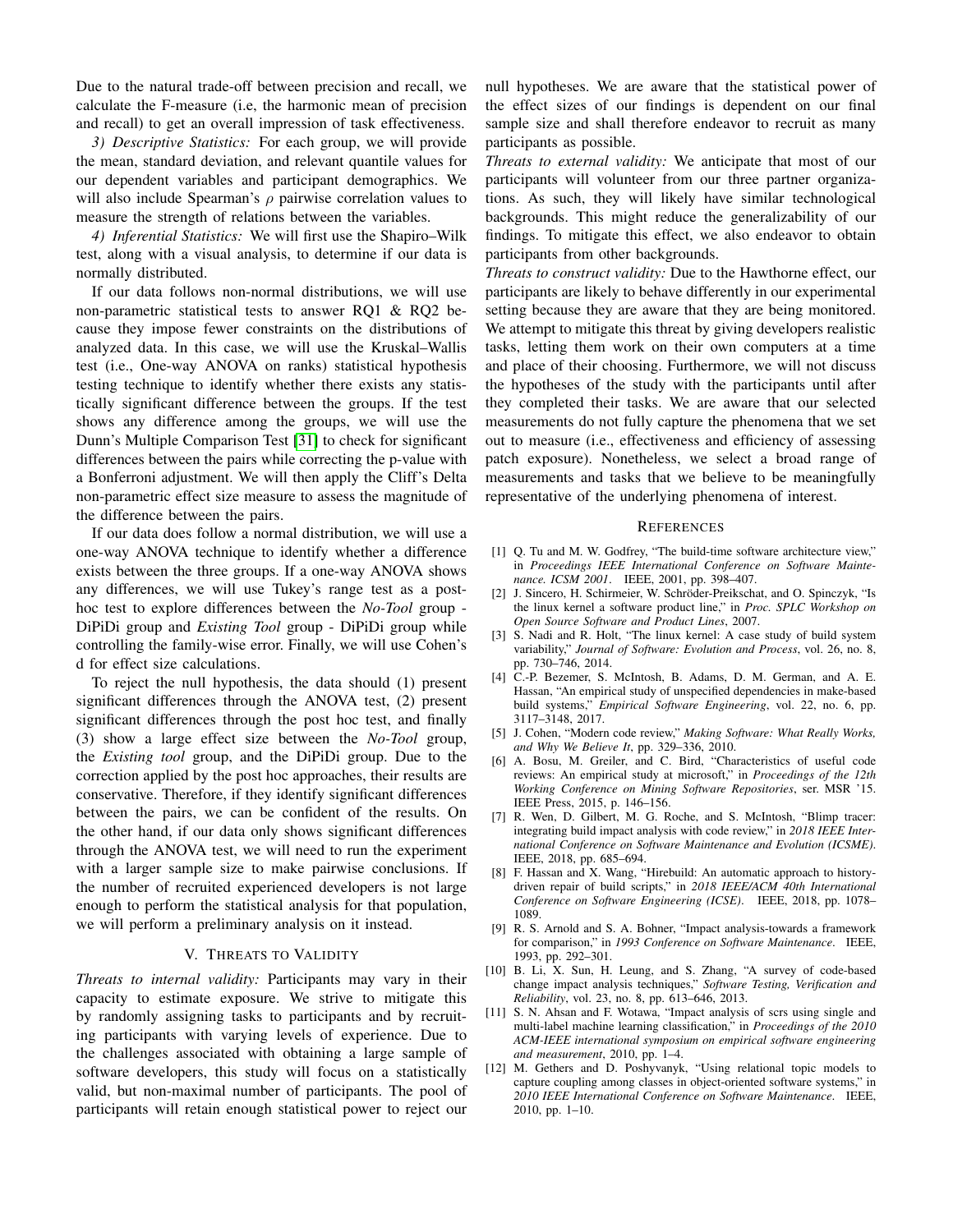Due to the natural trade-off between precision and recall, we calculate the F-measure (i.e, the harmonic mean of precision and recall) to get an overall impression of task effectiveness.

*3) Descriptive Statistics:* For each group, we will provide the mean, standard deviation, and relevant quantile values for our dependent variables and participant demographics. We will also include Spearman's $\rho$ pairwise correlation values to measure the strength of relations between the variables.

*4) Inferential Statistics:* We will first use the Shapiro–Wilk test, along with a visual analysis, to determine if our data is normally distributed.

If our data follows non-normal distributions, we will use non-parametric statistical tests to answer RQ1 & RQ2 because they impose fewer constraints on the distributions of analyzed data. In this case, we will use the Kruskal–Wallis test (i.e., One-way ANOVA on ranks) statistical hypothesis testing technique to identify whether there exists any statistically significant difference between the groups. If the test shows any difference among the groups, we will use the Dunn's Multiple Comparison Test [31] to check for significant differences between the pairs while correcting the p-value with a Bonferroni adjustment. We will then apply the Cliff's Delta non-parametric effect size measure to assess the magnitude of the difference between the pairs.

If our data does follow a normal distribution, we will use a one-way ANOVA technique to identify whether a difference exists between the three groups. If a one-way ANOVA shows any differences, we will use Tukey's range test as a post-hoc test to explore differences between the *No-Tool* group - DiPiDi group and *Existing Tool* group - DiPiDi group while controlling the family-wise error. Finally, we will use Cohen's d for effect size calculations.

To reject the null hypothesis, the data should (1) present significant differences through the ANOVA test, (2) present significant differences through the post hoc test, and finally (3) show a large effect size between the *No-Tool* group, the *Existing tool* group, and the DiPiDi group. Due to the correction applied by the post hoc approaches, their results are conservative. Therefore, if they identify significant differences between the pairs, we can be confident of the results. On the other hand, if our data only shows significant differences through the ANOVA test, we will need to run the experiment with a larger sample size to make pairwise conclusions. If the number of recruited experienced developers is not large enough to perform the statistical analysis for that population, we will perform a preliminary analysis on it instead.

## V. Threats to Validity

*Threats to internal validity:* Participants may vary in their capacity to estimate exposure. We strive to mitigate this by randomly assigning tasks to participants and by recruiting participants with varying levels of experience. Due to the challenges associated with obtaining a large sample of software developers, this study will focus on a statistically valid, but non-maximal number of participants. The pool of participants will retain enough statistical power to reject our null hypotheses. We are aware that the statistical power of the effect sizes of our findings is dependent on our final sample size and shall therefore endeavor to recruit as many participants as possible.

*Threats to external validity:* We anticipate that most of our participants will volunteer from our three partner organizations. As such, they will likely have similar technological backgrounds. This might reduce the generalizability of our findings. To mitigate this effect, we also endeavor to obtain participants from other backgrounds.

*Threats to construct validity:* Due to the Hawthorne effect, our participants are likely to behave differently in our experimental setting because they are aware that they are being monitored. We attempt to mitigate this threat by giving developers realistic tasks, letting them work on their own computers at a time and place of their choosing. Furthermore, we will not discuss the hypotheses of the study with the participants until after they completed their tasks. We are aware that our selected measurements do not fully capture the phenomena that we set out to measure (i.e., effectiveness and efficiency of assessing patch exposure). Nonetheless, we select a broad range of measurements and tasks that we believe to be meaningfully representative of the underlying phenomena of interest.

## References

[1] Q. Tu and M. W. Godfrey, "The build-time software architecture view," in *Proceedings IEEE International Conference on Software Maintenance. ICSM 2001*. IEEE, 2001, pp. 398–407.

[2] J. Sincero, H. Schirmeier, W. Schröder-Preikschat, and O. Spinczyk, "Is the linux kernel a software product line," in *Proc. SPLC Workshop on Open Source Software and Product Lines*, 2007.

[3] S. Nadi and R. Holt, "The linux kernel: A case study of build system variability," *Journal of Software: Evolution and Process*, vol. 26, no. 8, pp. 730–746, 2014.

[4] C.-P. Bezemer, S. McIntosh, B. Adams, D. M. German, and A. E. Hassan, "An empirical study of unspecified dependencies in make-based build systems," *Empirical Software Engineering*, vol. 22, no. 6, pp. 3117–3148, 2017.

[5] J. Cohen, "Modern code review," *Making Software: What Really Works, and Why We Believe It*, pp. 329–336, 2010.

[6] A. Bosu, M. Greiler, and C. Bird, "Characteristics of useful code reviews: An empirical study at microsoft," in *Proceedings of the 12th Working Conference on Mining Software Repositories*, ser. MSR '15. IEEE Press, 2015, p. 146–156.

[7] R. Wen, D. Gilbert, M. G. Roche, and S. McIntosh, "Blimp tracer: integrating build impact analysis with code review," in *2018 IEEE International Conference on Software Maintenance and Evolution (ICSME)*. IEEE, 2018, pp. 685–694.

[8] F. Hassan and X. Wang, "Hirebuild: An automatic approach to history-driven repair of build scripts," in *2018 IEEE/ACM 40th International Conference on Software Engineering (ICSE)*. IEEE, 2018, pp. 1078–1089.

[9] R. S. Arnold and S. A. Bohner, "Impact analysis-towards a framework for comparison," in *1993 Conference on Software Maintenance*. IEEE, 1993, pp. 292–301.

[10] B. Li, X. Sun, H. Leung, and S. Zhang, "A survey of code-based change impact analysis techniques," *Software Testing, Verification and Reliability*, vol. 23, no. 8, pp. 613–646, 2013.

[11] S. N. Ahsan and F. Wotawa, "Impact analysis of scrs using single and multi-label machine learning classification," in *Proceedings of the 2010 ACM-IEEE international symposium on empirical software engineering and measurement*, 2010, pp. 1–4.

[12] M. Gethers and D. Poshyvanyk, "Using relational topic models to capture coupling among classes in object-oriented software systems," in *2010 IEEE International Conference on Software Maintenance*. IEEE, 2010, pp. 1–10.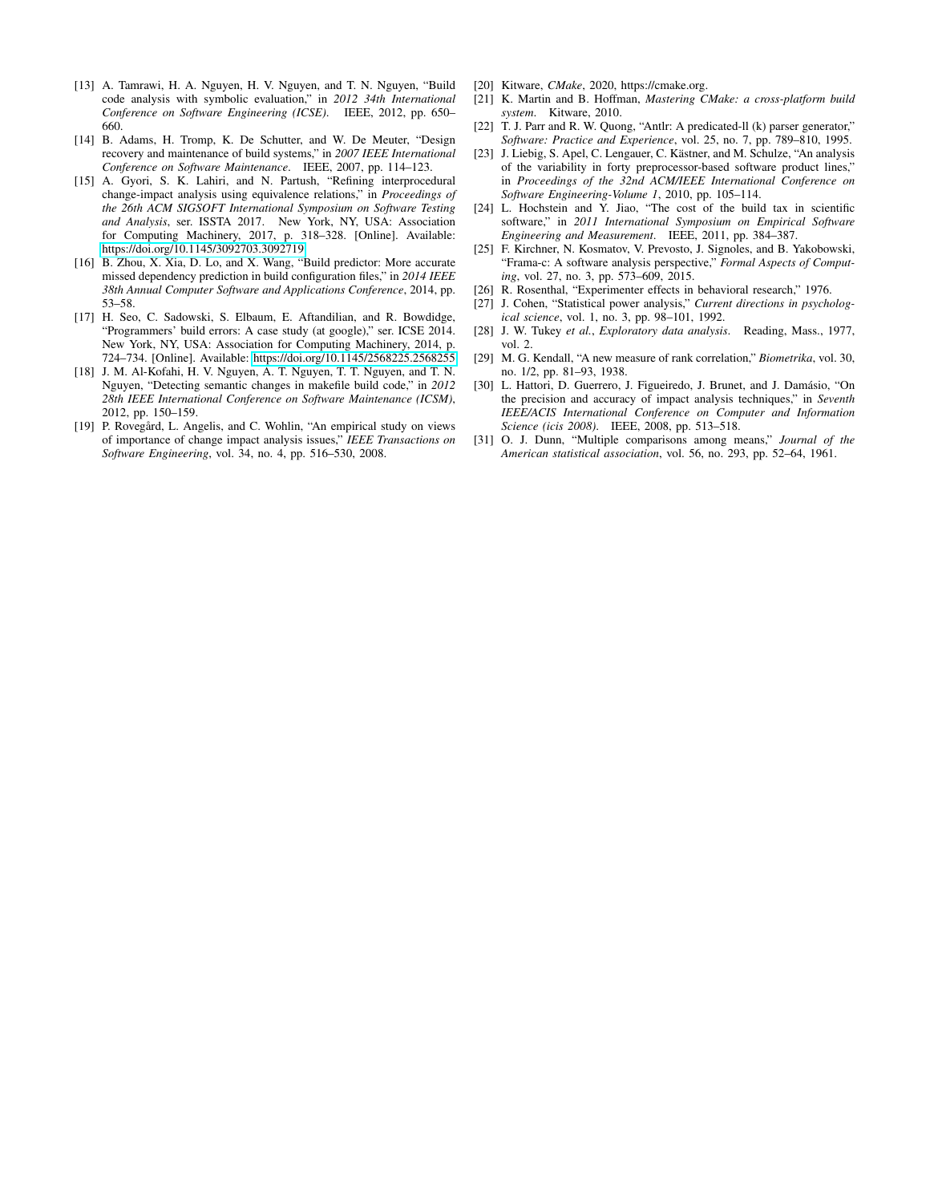[13] A. Tamrawi, H. A. Nguyen, H. V. Nguyen, and T. N. Nguyen, "Build code analysis with symbolic evaluation," in *2012 34th International Conference on Software Engineering (ICSE)*. IEEE, 2012, pp. 650–660.

[14] B. Adams, H. Tromp, K. De Schutter, and W. De Meuter, "Design recovery and maintenance of build systems," in *2007 IEEE International Conference on Software Maintenance*. IEEE, 2007, pp. 114–123.

[15] A. Gyori, S. K. Lahiri, and N. Partush, "Refining interprocedural change-impact analysis using equivalence relations," in *Proceedings of the 26th ACM SIGSOFT International Symposium on Software Testing and Analysis*, ser. ISSTA 2017. New York, NY, USA: Association for Computing Machinery, 2017, p. 318–328. [Online]. Available: https://doi.org/10.1145/3092703.3092719

[16] B. Zhou, X. Xia, D. Lo, and X. Wang, "Build predictor: More accurate missed dependency prediction in build configuration files," in *2014 IEEE 38th Annual Computer Software and Applications Conference*, 2014, pp. 53–58.

[17] H. Seo, C. Sadowski, S. Elbaum, E. Aftandilian, and R. Bowdidge, "Programmers' build errors: A case study (at google)," ser. ICSE 2014. New York, NY, USA: Association for Computing Machinery, 2014, p. 724–734. [Online]. Available: https://doi.org/10.1145/2568225.2568255

[18] J. M. Al-Kofahi, H. V. Nguyen, A. T. Nguyen, T. T. Nguyen, and T. N. Nguyen, "Detecting semantic changes in makefile build code," in *2012 28th IEEE International Conference on Software Maintenance (ICSM)*, 2012, pp. 150–159.

[19] P. Rovegård, L. Angelis, and C. Wohlin, "An empirical study on views of importance of change impact analysis issues," *IEEE Transactions on Software Engineering*, vol. 34, no. 4, pp. 516–530, 2008.

[20] Kitware, *CMake*, 2020, https://cmake.org.

[21] K. Martin and B. Hoffman, *Mastering CMake: a cross-platform build system*. Kitware, 2010.

[22] T. J. Parr and R. W. Quong, "Antlr: A predicated-ll (k) parser generator," *Software: Practice and Experience*, vol. 25, no. 7, pp. 789–810, 1995.

[23] J. Liebig, S. Apel, C. Lengauer, C. Kästner, and M. Schulze, "An analysis of the variability in forty preprocessor-based software product lines," in *Proceedings of the 32nd ACM/IEEE International Conference on Software Engineering-Volume 1*, 2010, pp. 105–114.

[24] L. Hochstein and Y. Jiao, "The cost of the build tax in scientific software," in *2011 International Symposium on Empirical Software Engineering and Measurement*. IEEE, 2011, pp. 384–387.

[25] F. Kirchner, N. Kosmatov, V. Prevosto, J. Signoles, and B. Yakobowski, "Frama-c: A software analysis perspective," *Formal Aspects of Computing*, vol. 27, no. 3, pp. 573–609, 2015.

[26] R. Rosenthal, "Experimenter effects in behavioral research," 1976.

[27] J. Cohen, "Statistical power analysis," *Current directions in psychological science*, vol. 1, no. 3, pp. 98–101, 1992.

[28] J. W. Tukey *et al.*, *Exploratory data analysis*. Reading, Mass., 1977, vol. 2.

[29] M. G. Kendall, "A new measure of rank correlation," *Biometrika*, vol. 30, no. 1/2, pp. 81–93, 1938.

[30] L. Hattori, D. Guerrero, J. Figueiredo, J. Brunet, and J. Damásio, "On the precision and accuracy of impact analysis techniques," in *Seventh IEEE/ACIS International Conference on Computer and Information Science (icis 2008)*. IEEE, 2008, pp. 513–518.

[31] O. J. Dunn, "Multiple comparisons among means," *Journal of the American statistical association*, vol. 56, no. 293, pp. 52–64, 1961.